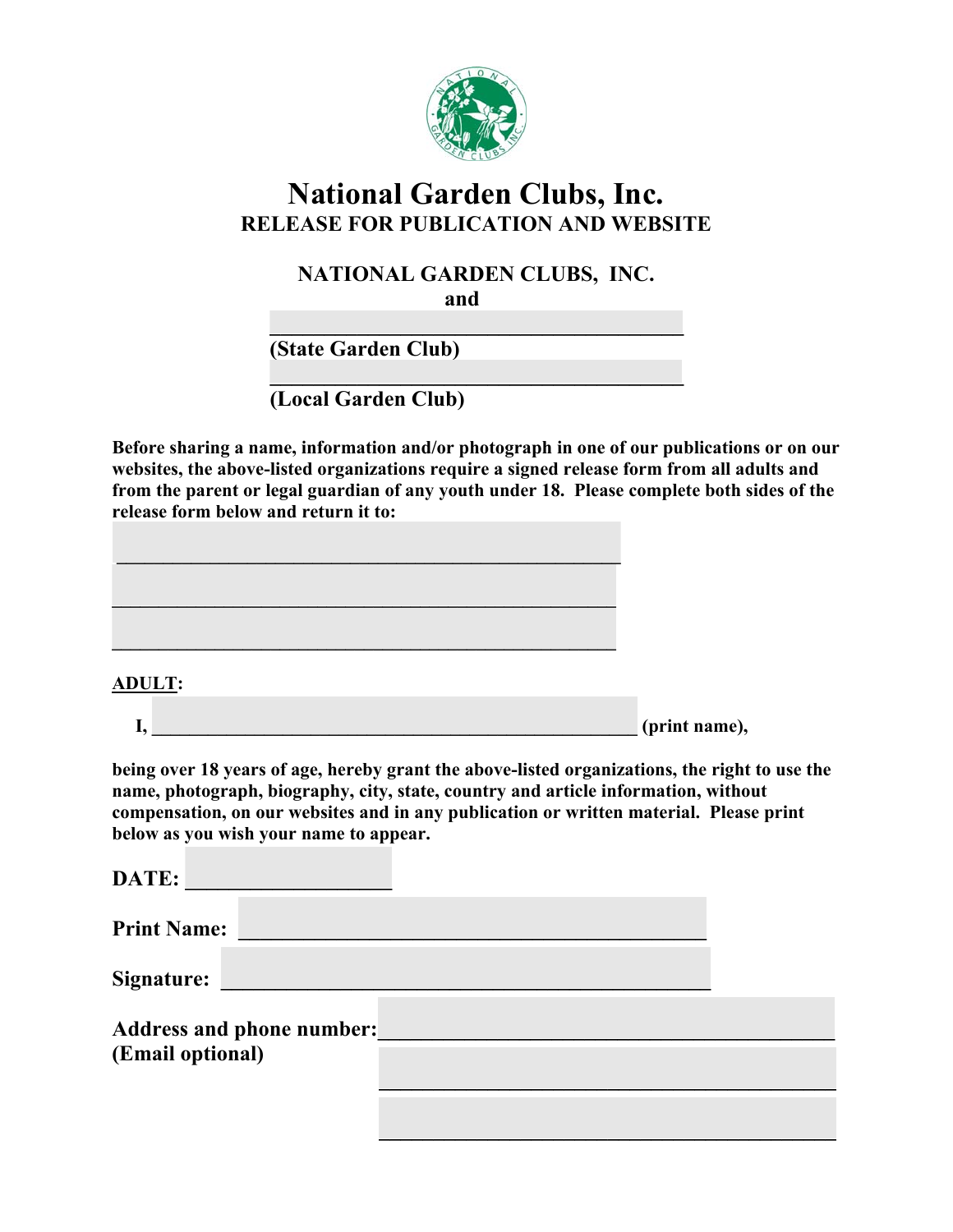# National Garden Clubs, Inc.

## RELEASE FOR PUBLICATION AND WEBSITE

**NATIONAL GARDEN CLUBS, INC.**

**and**

**______________________________________**

**(State Garden Club)**

**______________________________________**

**(Local Garden Club)**

**Before sharing a name, information and/or photograph in one of our publications or on our websites, the above-listed organizations require a signed release form from all adults and from the parent or legal guardian of any youth under 18. Please complete both sides of the release form below and return it to:**

______________________________________________

______________________________________________

______________________________________________

**ADULT:**

**I, ______________________________________________ (print name),**

**being over 18 years of age, hereby grant the above-listed organizations, the right to use the name, photograph, biography, city, state, country and article information, without compensation, on our websites and in any publication or written material. Please print below as you wish your name to appear.**

**DATE: ___________________**

**Print Name: ______________________________________**

**Signature: ______________________________________**

**Address and phone number:** ______________________________________
**(Email optional)**

______________________________________

______________________________________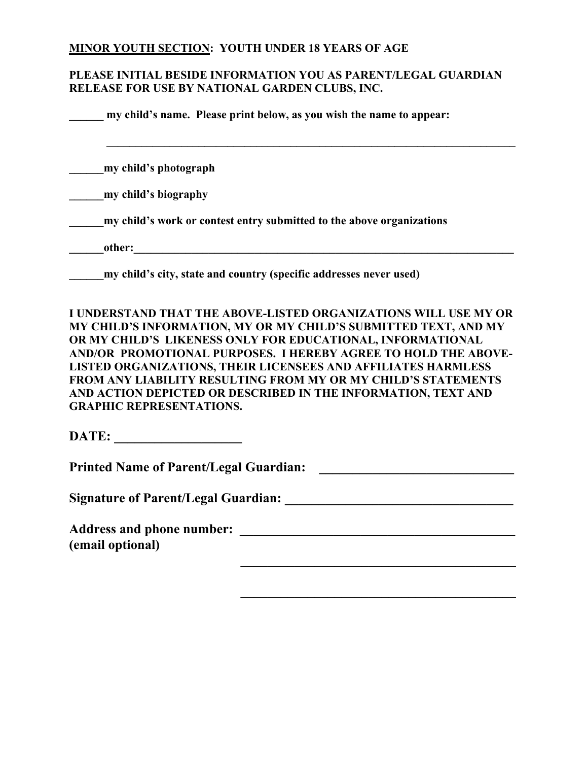**<u>MINOR YOUTH SECTION</u>: YOUTH UNDER 18 YEARS OF AGE**

**PLEASE INITIAL BESIDE INFORMATION YOU AS PARENT/LEGAL GUARDIAN RELEASE FOR USE BY NATIONAL GARDEN CLUBS, INC.**

**______ my child's name. Please print below, as you wish the name to appear:**

**________________________________________________________________________**

**______my child's photograph**

**______my child's biography**

**______my child's work or contest entry submitted to the above organizations**

**______other:________________________________________________________________**

**______my child's city, state and country (specific addresses never used)**

**I UNDERSTAND THAT THE ABOVE-LISTED ORGANIZATIONS WILL USE MY OR MY CHILD'S INFORMATION, MY OR MY CHILD'S SUBMITTED TEXT, AND MY OR MY CHILD'S LIKENESS ONLY FOR EDUCATIONAL, INFORMATIONAL AND/OR PROMOTIONAL PURPOSES. I HEREBY AGREE TO HOLD THE ABOVE-LISTED ORGANIZATIONS, THEIR LICENSEES AND AFFILIATES HARMLESS FROM ANY LIABILITY RESULTING FROM MY OR MY CHILD'S STATEMENTS AND ACTION DEPICTED OR DESCRIBED IN THE INFORMATION, TEXT AND GRAPHIC REPRESENTATIONS.**

**DATE: ___________________**

**Printed Name of Parent/Legal Guardian: ______________________________**

**Signature of Parent/Legal Guardian: ___________________________________**

**Address and phone number: ___________________________________________**
**(email optional)**

**___________________________________________**

**___________________________________________**